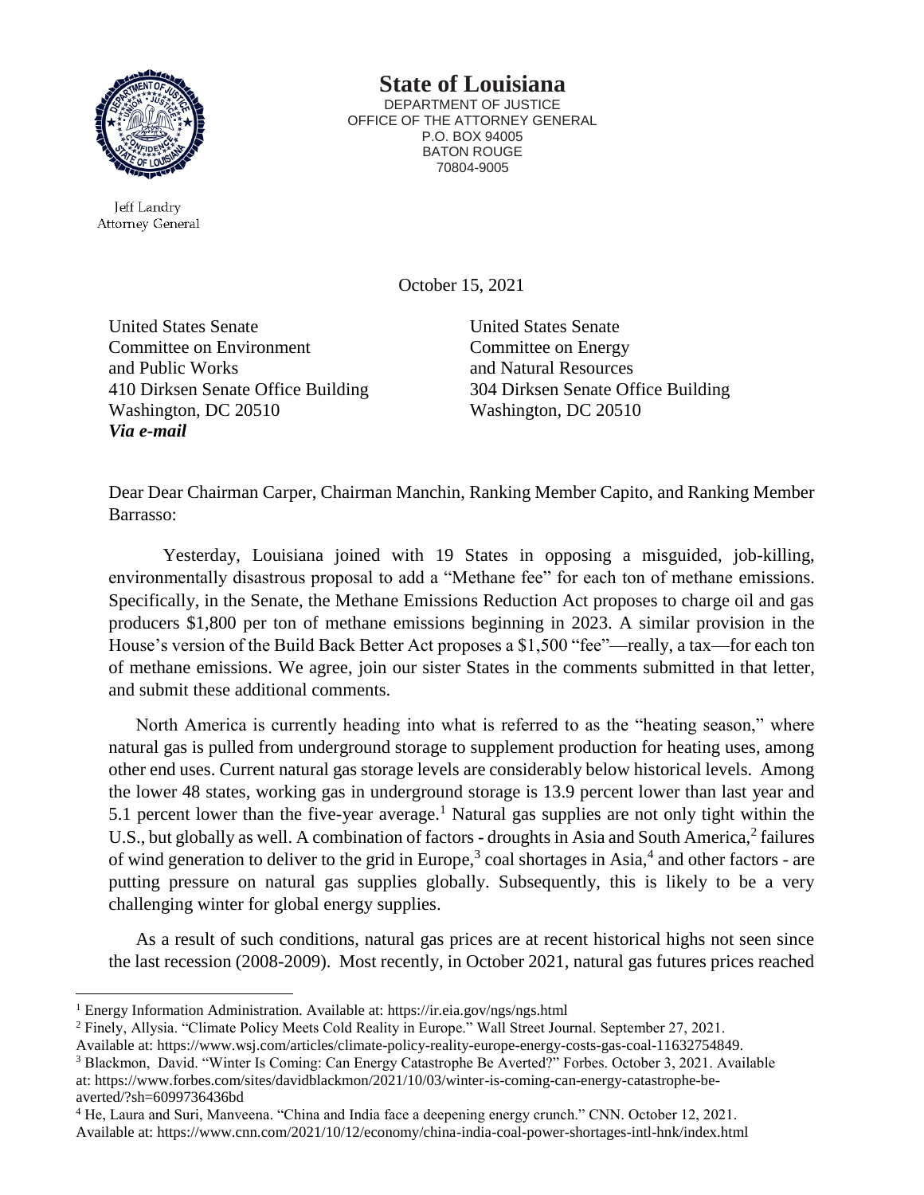# State of Louisiana

DEPARTMENT OF JUSTICE
OFFICE OF THE ATTORNEY GENERAL
P.O. BOX 94005
BATON ROUGE
70804-9005

Jeff Landry
Attorney General

October 15, 2021

United States Senate
Committee on Environment
and Public Works
410 Dirksen Senate Office Building
Washington, DC 20510
***Via e-mail***

United States Senate
Committee on Energy
and Natural Resources
304 Dirksen Senate Office Building
Washington, DC 20510

Dear Dear Chairman Carper, Chairman Manchin, Ranking Member Capito, and Ranking Member Barrasso:

Yesterday, Louisiana joined with 19 States in opposing a misguided, job-killing, environmentally disastrous proposal to add a "Methane fee" for each ton of methane emissions. Specifically, in the Senate, the Methane Emissions Reduction Act proposes to charge oil and gas producers $1,800 per ton of methane emissions beginning in 2023. A similar provision in the House's version of the Build Back Better Act proposes a $1,500 "fee"—really, a tax—for each ton of methane emissions. We agree, join our sister States in the comments submitted in that letter, and submit these additional comments.

North America is currently heading into what is referred to as the "heating season," where natural gas is pulled from underground storage to supplement production for heating uses, among other end uses. Current natural gas storage levels are considerably below historical levels. Among the lower 48 states, working gas in underground storage is 13.9 percent lower than last year and 5.1 percent lower than the five-year average.[1] Natural gas supplies are not only tight within the U.S., but globally as well. A combination of factors - droughts in Asia and South America,[2] failures of wind generation to deliver to the grid in Europe,[3] coal shortages in Asia,[4] and other factors - are putting pressure on natural gas supplies globally. Subsequently, this is likely to be a very challenging winter for global energy supplies.

As a result of such conditions, natural gas prices are at recent historical highs not seen since the last recession (2008-2009). Most recently, in October 2021, natural gas futures prices reached

---

[1] Energy Information Administration. Available at: https://ir.eia.gov/ngs/ngs.html

[2] Finely, Allysia. "Climate Policy Meets Cold Reality in Europe." Wall Street Journal. September 27, 2021. Available at: https://www.wsj.com/articles/climate-policy-reality-europe-energy-costs-gas-coal-11632754849.

[3] Blackmon, David. "Winter Is Coming: Can Energy Catastrophe Be Averted?" Forbes. October 3, 2021. Available at: https://www.forbes.com/sites/davidblackmon/2021/10/03/winter-is-coming-can-energy-catastrophe-be-averted/?sh=6099736436bd

[4] He, Laura and Suri, Manveena. "China and India face a deepening energy crunch." CNN. October 12, 2021. Available at: https://www.cnn.com/2021/10/12/economy/china-india-coal-power-shortages-intl-hnk/index.html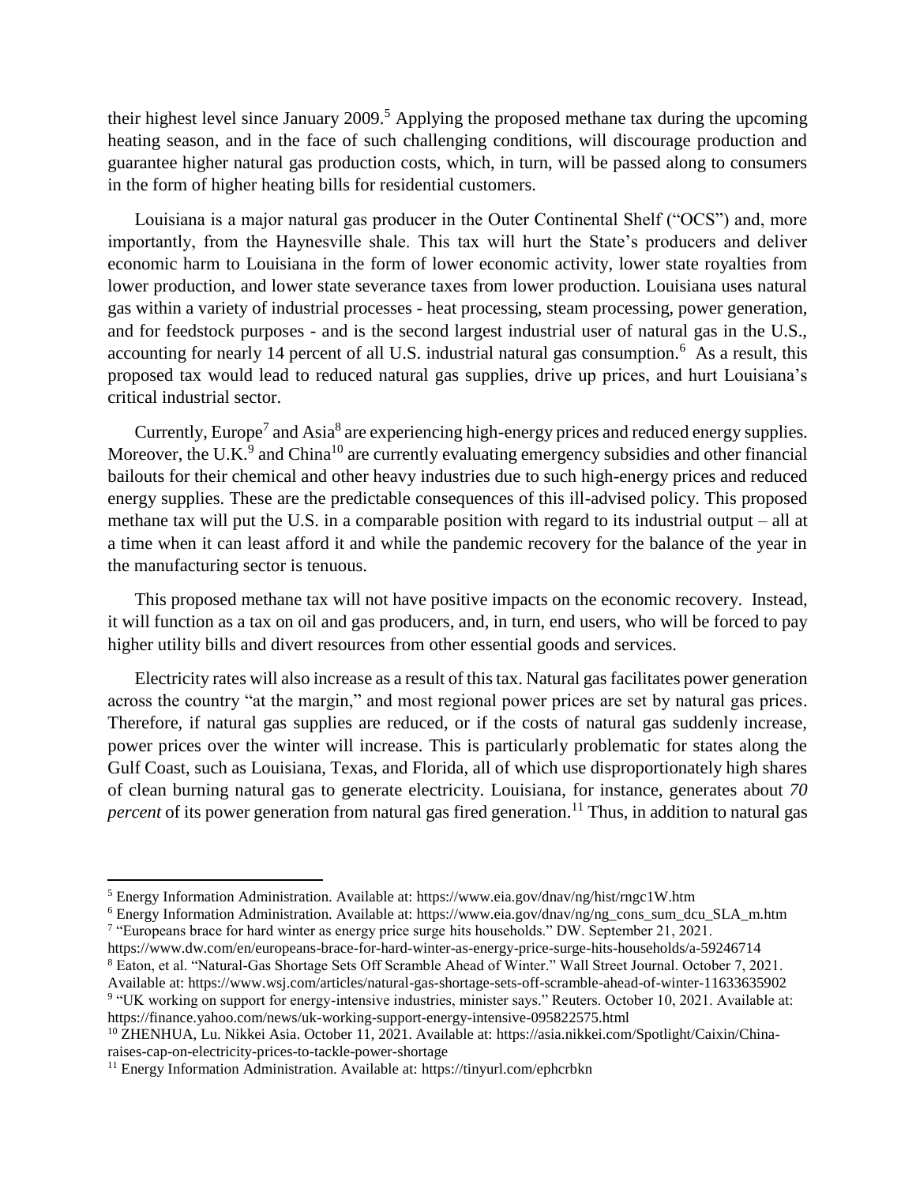their highest level since January 2009.[5] Applying the proposed methane tax during the upcoming heating season, and in the face of such challenging conditions, will discourage production and guarantee higher natural gas production costs, which, in turn, will be passed along to consumers in the form of higher heating bills for residential customers.

Louisiana is a major natural gas producer in the Outer Continental Shelf ("OCS") and, more importantly, from the Haynesville shale. This tax will hurt the State's producers and deliver economic harm to Louisiana in the form of lower economic activity, lower state royalties from lower production, and lower state severance taxes from lower production. Louisiana uses natural gas within a variety of industrial processes - heat processing, steam processing, power generation, and for feedstock purposes - and is the second largest industrial user of natural gas in the U.S., accounting for nearly 14 percent of all U.S. industrial natural gas consumption.[6] As a result, this proposed tax would lead to reduced natural gas supplies, drive up prices, and hurt Louisiana's critical industrial sector.

Currently, Europe[7] and Asia[8] are experiencing high-energy prices and reduced energy supplies. Moreover, the U.K.[9] and China[10] are currently evaluating emergency subsidies and other financial bailouts for their chemical and other heavy industries due to such high-energy prices and reduced energy supplies. These are the predictable consequences of this ill-advised policy. This proposed methane tax will put the U.S. in a comparable position with regard to its industrial output – all at a time when it can least afford it and while the pandemic recovery for the balance of the year in the manufacturing sector is tenuous.

This proposed methane tax will not have positive impacts on the economic recovery. Instead, it will function as a tax on oil and gas producers, and, in turn, end users, who will be forced to pay higher utility bills and divert resources from other essential goods and services.

Electricity rates will also increase as a result of this tax. Natural gas facilitates power generation across the country "at the margin," and most regional power prices are set by natural gas prices. Therefore, if natural gas supplies are reduced, or if the costs of natural gas suddenly increase, power prices over the winter will increase. This is particularly problematic for states along the Gulf Coast, such as Louisiana, Texas, and Florida, all of which use disproportionately high shares of clean burning natural gas to generate electricity. Louisiana, for instance, generates about *70 percent* of its power generation from natural gas fired generation.[11] Thus, in addition to natural gas

---

[5] Energy Information Administration. Available at: https://www.eia.gov/dnav/ng/hist/rngc1W.htm

[6] Energy Information Administration. Available at: https://www.eia.gov/dnav/ng/ng_cons_sum_dcu_SLA_m.htm

[7] "Europeans brace for hard winter as energy price surge hits households." DW. September 21, 2021. https://www.dw.com/en/europeans-brace-for-hard-winter-as-energy-price-surge-hits-households/a-59246714

[8] Eaton, et al. "Natural-Gas Shortage Sets Off Scramble Ahead of Winter." Wall Street Journal. October 7, 2021. Available at: https://www.wsj.com/articles/natural-gas-shortage-sets-off-scramble-ahead-of-winter-11633635902

[9] "UK working on support for energy-intensive industries, minister says." Reuters. October 10, 2021. Available at: https://finance.yahoo.com/news/uk-working-support-energy-intensive-095822575.html

[10] ZHENHUA, Lu. Nikkei Asia. October 11, 2021. Available at: https://asia.nikkei.com/Spotlight/Caixin/China-raises-cap-on-electricity-prices-to-tackle-power-shortage

[11] Energy Information Administration. Available at: https://tinyurl.com/ephcrbkn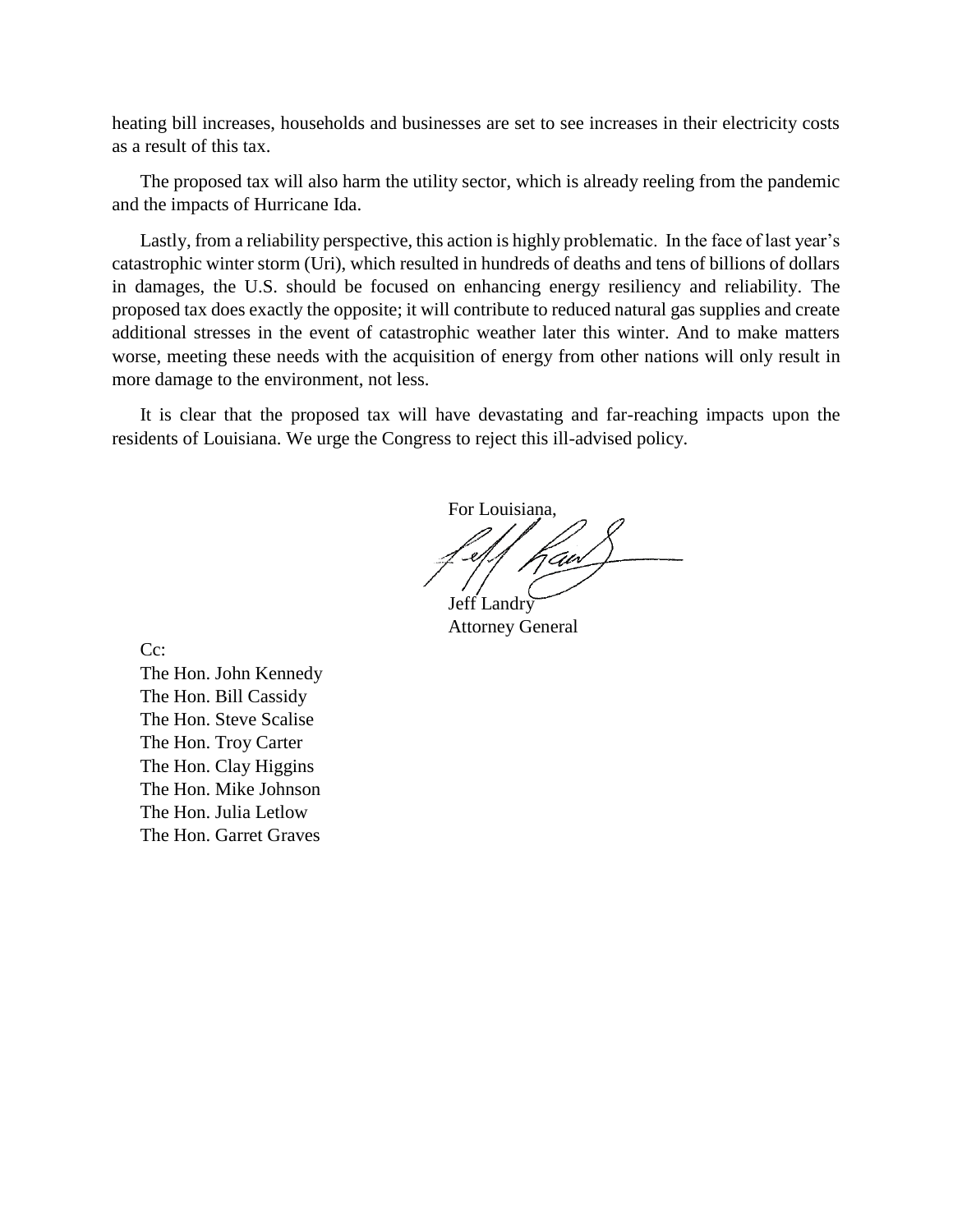heating bill increases, households and businesses are set to see increases in their electricity costs as a result of this tax.

The proposed tax will also harm the utility sector, which is already reeling from the pandemic and the impacts of Hurricane Ida.

Lastly, from a reliability perspective, this action is highly problematic. In the face of last year's catastrophic winter storm (Uri), which resulted in hundreds of deaths and tens of billions of dollars in damages, the U.S. should be focused on enhancing energy resiliency and reliability. The proposed tax does exactly the opposite; it will contribute to reduced natural gas supplies and create additional stresses in the event of catastrophic weather later this winter. And to make matters worse, meeting these needs with the acquisition of energy from other nations will only result in more damage to the environment, not less.

It is clear that the proposed tax will have devastating and far-reaching impacts upon the residents of Louisiana. We urge the Congress to reject this ill-advised policy.

For Louisiana,

Jeff Landry
Attorney General

Cc:
The Hon. John Kennedy
The Hon. Bill Cassidy
The Hon. Steve Scalise
The Hon. Troy Carter
The Hon. Clay Higgins
The Hon. Mike Johnson
The Hon. Julia Letlow
The Hon. Garret Graves